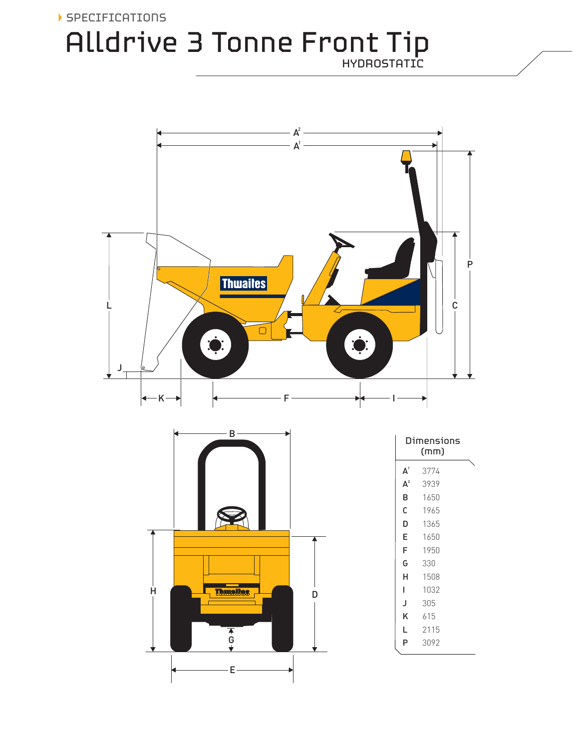SPECIFICATIONS

# Alldrive 3 Tonne Front Tip

HYDROSTATIC

| Dimensions (mm) | |
|---|---|
| $A^1$ | 3774 |
| $A^2$ | 3939 |
| B | 1650 |
| C | 1965 |
| D | 1365 |
| E | 1650 |
| F | 1950 |
| G | 330 |
| H | 1508 |
| I | 1032 |
| J | 305 |
| K | 615 |
| L | 2115 |
| P | 3092 |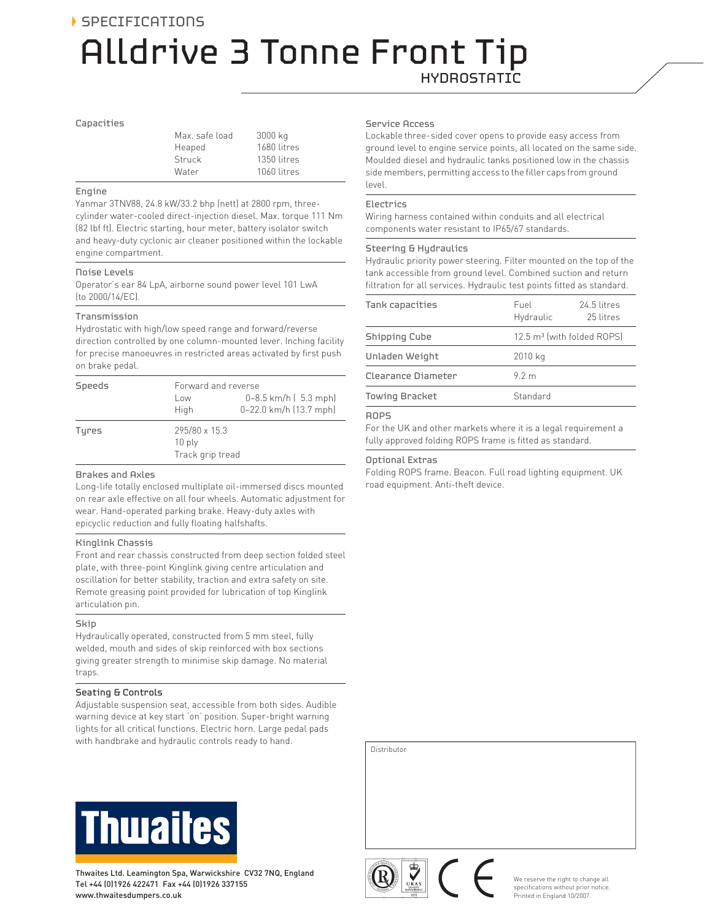SPECIFICATIONS

# Alldrive 3 Tonne Front Tip

## HYDROSTATIC

### Capacities

| | |
|---|---|
| Max. safe load | 3000 kg |
| Heaped | 1680 litres |
| Struck | 1350 litres |
| Water | 1060 litres |

### Engine

Yanmar 3TNV88, 24.8 kW/33.2 bhp (nett) at 2800 rpm, three-cylinder water-cooled direct-injection diesel. Max. torque 111 Nm (82 lbf ft). Electric starting, hour meter, battery isolator switch and heavy-duty cyclonic air cleaner positioned within the lockable engine compartment.

### Noise Levels

Operator's ear 84 LpA, airborne sound power level 101 LwA (to 2000/14/EC).

### Transmission

Hydrostatic with high/low speed range and forward/reverse direction controlled by one column-mounted lever. Inching facility for precise manoeuvres in restricted areas activated by first push on brake pedal.

| | | |
|---|---|---|
| Speeds | Forward and reverse | |
| | Low | 0–8.5 km/h ( 5.3 mph) |
| | High | 0–22.0 km/h (13.7 mph) |
| Tyres | 295/80 x 15.3 | |
| | 10 ply | |
| | Track grip tread | |

### Brakes and Axles

Long-life totally enclosed multiplate oil-immersed discs mounted on rear axle effective on all four wheels. Automatic adjustment for wear. Hand-operated parking brake. Heavy-duty axles with epicyclic reduction and fully floating halfshafts.

### Kinglink Chassis

Front and rear chassis constructed from deep section folded steel plate, with three-point Kinglink giving centre articulation and oscillation for better stability, traction and extra safety on site. Remote greasing point provided for lubrication of top Kinglink articulation pin.

### Skip

Hydraulically operated, constructed from 5 mm steel, fully welded, mouth and sides of skip reinforced with box sections giving greater strength to minimise skip damage. No material traps.

### Seating & Controls

Adjustable suspension seat, accessible from both sides. Audible warning device at key start 'on' position. Super-bright warning lights for all critical functions. Electric horn. Large pedal pads with handbrake and hydraulic controls ready to hand.

### Service Access

Lockable three-sided cover opens to provide easy access from ground level to engine service points, all located on the same side. Moulded diesel and hydraulic tanks positioned low in the chassis side members, permitting access to the filler caps from ground level.

### Electrics

Wiring harness contained within conduits and all electrical components water resistant to IP65/67 standards.

### Steering & Hydraulics

Hydraulic priority power steering. Filter mounted on the top of the tank accessible from ground level. Combined suction and return filtration for all services. Hydraulic test points fitted as standard.

| | | |
|---|---|---|
| Tank capacities | Fuel | 24.5 litres |
| | Hydraulic | 25 litres |
| Shipping Cube | 12.5 m³ (with folded ROPS) | |
| Unladen Weight | 2010 kg | |
| Clearance Diameter | 9.2 m | |
| Towing Bracket | Standard | |

### ROPS

For the UK and other markets where it is a legal requirement a fully approved folding ROPS frame is fitted as standard.

### Optional Extras

Folding ROPS frame. Beacon. Full road lighting equipment. UK road equipment. Anti-theft device.

Distributor

Thwaites

Thwaites Ltd. Leamington Spa, Warwickshire CV32 7NQ, England
Tel +44 (0)1926 422471 Fax +44 (0)1926 337155
www.thwaitesdumpers.co.uk

We reserve the right to change all specifications without prior notice. Printed in England 10/2007.